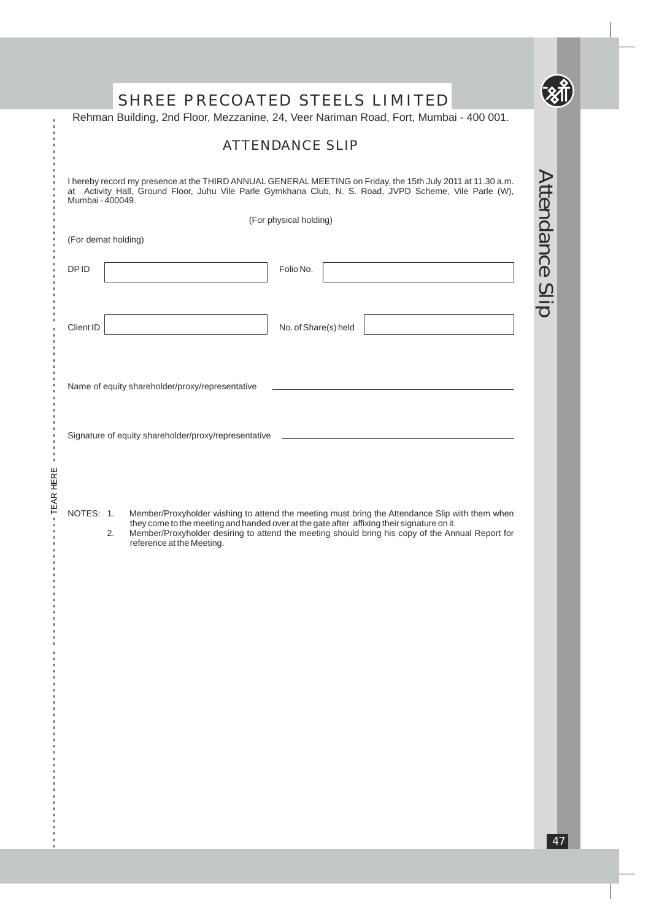# SHREE PRECOATED STEELS LIMITED

Rehman Building, 2nd Floor, Mezzanine, 24, Veer Nariman Road, Fort, Mumbai - 400 001.

## ATTENDANCE SLIP

I hereby record my presence at the THIRD ANNUAL GENERAL MEETING on Friday, the 15th July 2011 at 11.30 a.m. at Activity Hall, Ground Floor, Juhu Vile Parle Gymkhana Club, N. S. Road, JVPD Scheme, Vile Parle (W), Mumbai - 400049.

(For physical holding)

(For demat holding)

| DP ID | | Folio No. | |
|---|---|---|---|
| Client ID | | No. of Share(s) held | |

Name of equity shareholder/proxy/representative ______________________________

Signature of equity shareholder/proxy/representative ______________________________

NOTES:

1. Member/Proxyholder wishing to attend the meeting must bring the Attendance Slip with them when they come to the meeting and handed over at the gate after affixing their signature on it.
2. Member/Proxyholder desiring to attend the meeting should bring his copy of the Annual Report for reference at the Meeting.

TEAR HERE

Attendance Slip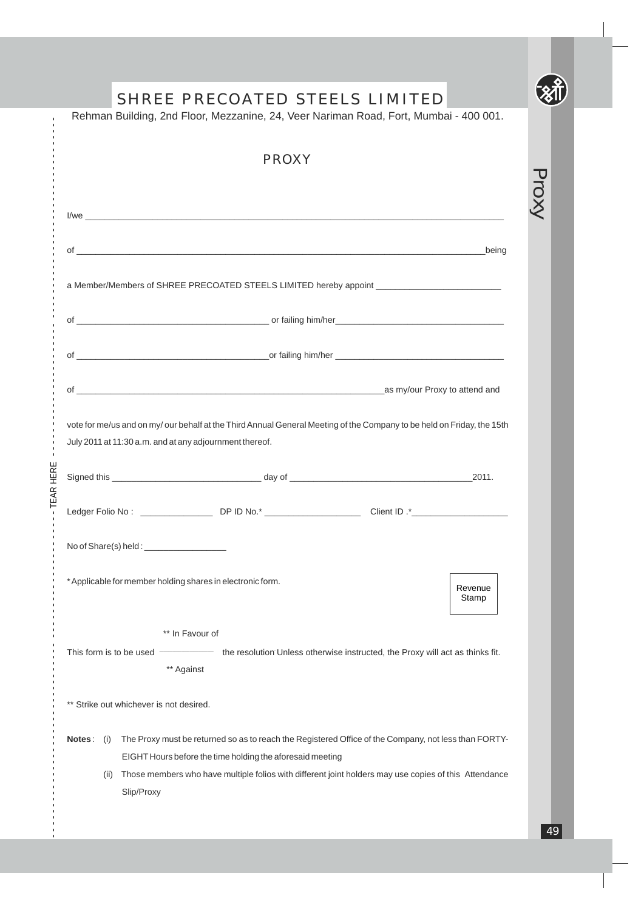# SHREE PRECOATED STEELS LIMITED

Rehman Building, 2nd Floor, Mezzanine, 24, Veer Nariman Road, Fort, Mumbai - 400 001.

## PROXY

I/we ___________________________________________________________________________

of ___________________________________________________________________________being

a Member/Members of SHREE PRECOATED STEELS LIMITED hereby appoint _________________________

of ______________________________________ or failing him/her__________________________________

of ______________________________________or failing him/her __________________________________

of ______________________________________________________________as my/our Proxy to attend and

vote for me/us and on my/ our behalf at the Third Annual General Meeting of the Company to be held on Friday, the 15th July 2011 at 11:30 a.m. and at any adjournment thereof.

Signed this ______________________________ day of _____________________________________2011.

Ledger Folio No : _______________ DP ID No.* ___________________ Client ID .*___________________

No of Share(s) held : _________________

* Applicable for member holding shares in electronic form.

Revenue Stamp

This form is to be used ** In Favour of / ** Against the resolution Unless otherwise instructed, the Proxy will act as thinks fit.

** Strike out whichever is not desired.

**Notes** : (i) The Proxy must be returned so as to reach the Registered Office of the Company, not less than FORTY-EIGHT Hours before the time holding the aforesaid meeting

(ii) Those members who have multiple folios with different joint holders may use copies of this Attendance Slip/Proxy